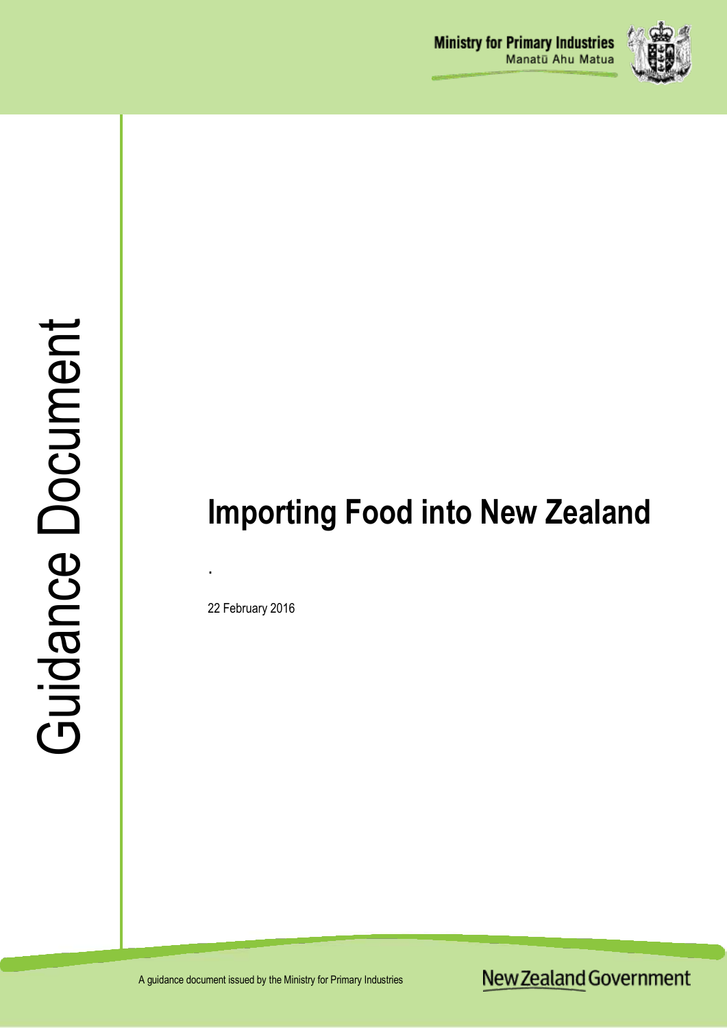Ministry for Primary Industries
Manatū Ahu Matua

Guidance Document

# Importing Food into New Zealand

.

22 February 2016

A guidance document issued by the Ministry for Primary Industries

New Zealand Government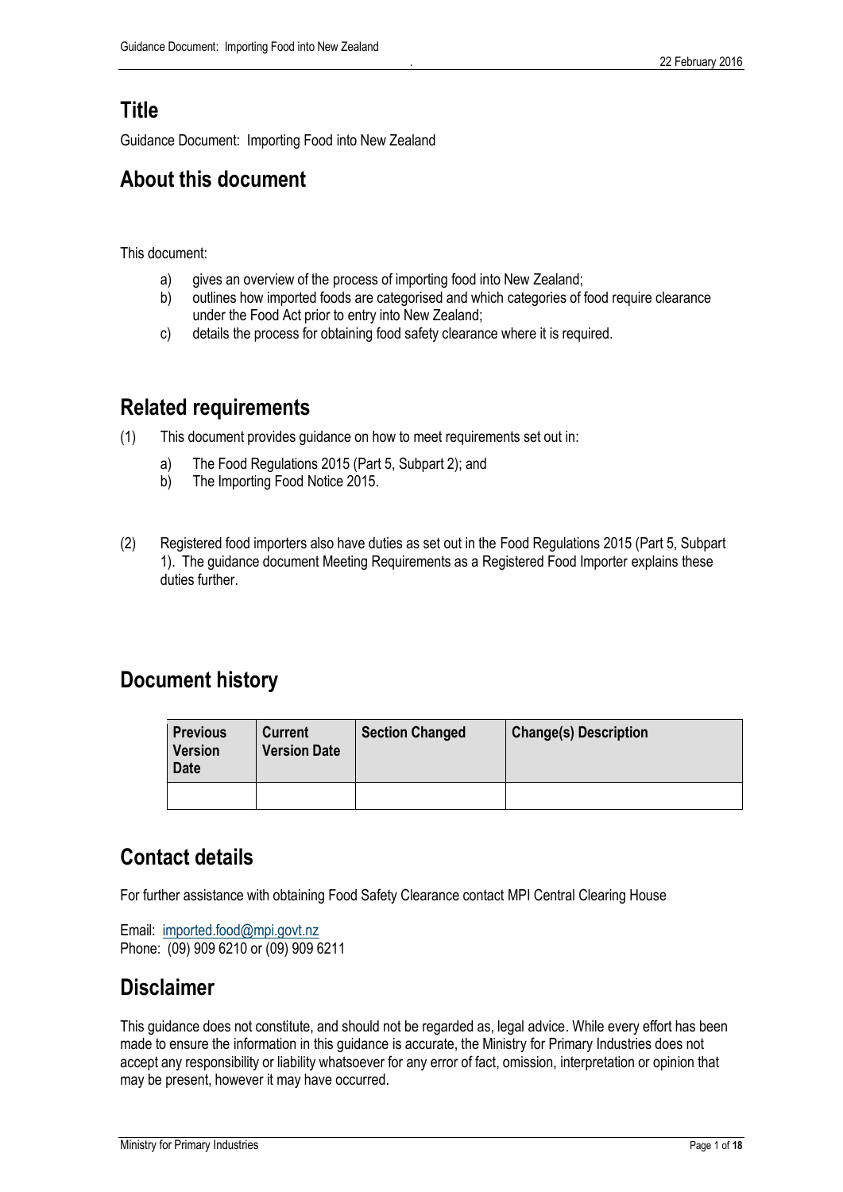## Title

Guidance Document: Importing Food into New Zealand

## About this document

This document:

a) gives an overview of the process of importing food into New Zealand;
b) outlines how imported foods are categorised and which categories of food require clearance under the Food Act prior to entry into New Zealand;
c) details the process for obtaining food safety clearance where it is required.

## Related requirements

(1) This document provides guidance on how to meet requirements set out in:

a) The Food Regulations 2015 (Part 5, Subpart 2); and
b) The Importing Food Notice 2015.

(2) Registered food importers also have duties as set out in the Food Regulations 2015 (Part 5, Subpart 1). The guidance document Meeting Requirements as a Registered Food Importer explains these duties further.

## Document history

| Previous Version Date | Current Version Date | Section Changed | Change(s) Description |
|---|---|---|---|
| | | | |

## Contact details

For further assistance with obtaining Food Safety Clearance contact MPI Central Clearing House

Email: imported.food@mpi.govt.nz
Phone: (09) 909 6210 or (09) 909 6211

## Disclaimer

This guidance does not constitute, and should not be regarded as, legal advice. While every effort has been made to ensure the information in this guidance is accurate, the Ministry for Primary Industries does not accept any responsibility or liability whatsoever for any error of fact, omission, interpretation or opinion that may be present, however it may have occurred.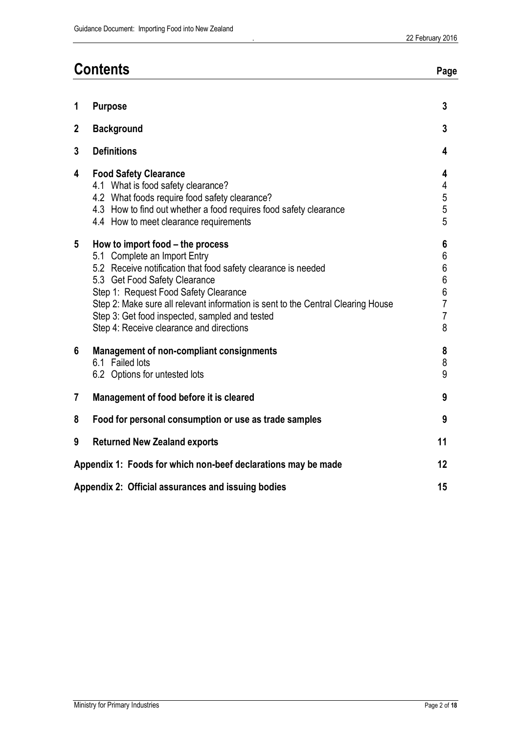# Contents

| | | Page |
|---|---|---|
| **1** | **Purpose** | **3** |
| **2** | **Background** | **3** |
| **3** | **Definitions** | **4** |
| **4** | **Food Safety Clearance** | **4** |
| | 4.1 What is food safety clearance? | 4 |
| | 4.2 What foods require food safety clearance? | 5 |
| | 4.3 How to find out whether a food requires food safety clearance | 5 |
| | 4.4 How to meet clearance requirements | 5 |
| **5** | **How to import food – the process** | **6** |
| | 5.1 Complete an Import Entry | 6 |
| | 5.2 Receive notification that food safety clearance is needed | 6 |
| | 5.3 Get Food Safety Clearance | 6 |
| | Step 1: Request Food Safety Clearance | 6 |
| | Step 2: Make sure all relevant information is sent to the Central Clearing House | 7 |
| | Step 3: Get food inspected, sampled and tested | 7 |
| | Step 4: Receive clearance and directions | 8 |
| **6** | **Management of non-compliant consignments** | **8** |
| | 6.1 Failed lots | 8 |
| | 6.2 Options for untested lots | 9 |
| **7** | **Management of food before it is cleared** | **9** |
| **8** | **Food for personal consumption or use as trade samples** | **9** |
| **9** | **Returned New Zealand exports** | **11** |
| **Appendix 1:** | **Foods for which non-beef declarations may be made** | **12** |
| **Appendix 2:** | **Official assurances and issuing bodies** | **15** |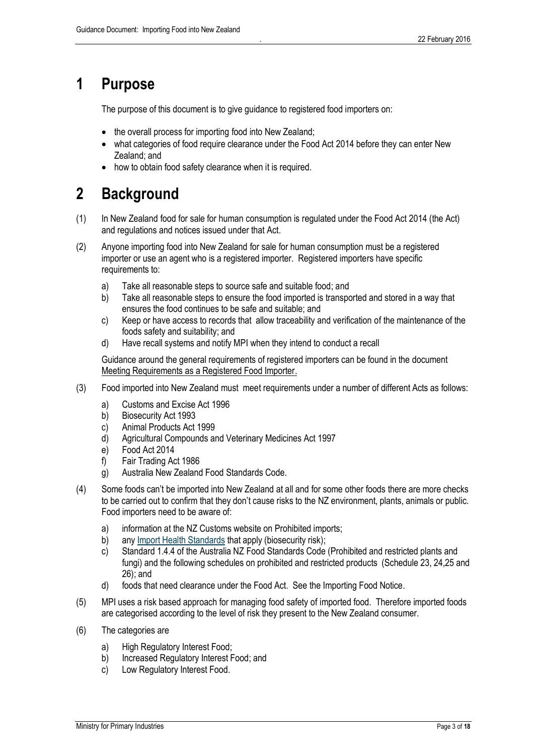# 1 Purpose

The purpose of this document is to give guidance to registered food importers on:

- the overall process for importing food into New Zealand;
- what categories of food require clearance under the Food Act 2014 before they can enter New Zealand; and
- how to obtain food safety clearance when it is required.

# 2 Background

(1) In New Zealand food for sale for human consumption is regulated under the Food Act 2014 (the Act) and regulations and notices issued under that Act.

(2) Anyone importing food into New Zealand for sale for human consumption must be a registered importer or use an agent who is a registered importer. Registered importers have specific requirements to:

a) Take all reasonable steps to source safe and suitable food; and
b) Take all reasonable steps to ensure the food imported is transported and stored in a way that ensures the food continues to be safe and suitable; and
c) Keep or have access to records that allow traceability and verification of the maintenance of the foods safety and suitability; and
d) Have recall systems and notify MPI when they intend to conduct a recall

Guidance around the general requirements of registered importers can be found in the document Meeting Requirements as a Registered Food Importer.

(3) Food imported into New Zealand must meet requirements under a number of different Acts as follows:

a) Customs and Excise Act 1996
b) Biosecurity Act 1993
c) Animal Products Act 1999
d) Agricultural Compounds and Veterinary Medicines Act 1997
e) Food Act 2014
f) Fair Trading Act 1986
g) Australia New Zealand Food Standards Code.

(4) Some foods can't be imported into New Zealand at all and for some other foods there are more checks to be carried out to confirm that they don't cause risks to the NZ environment, plants, animals or public. Food importers need to be aware of:

a) information at the NZ Customs website on Prohibited imports;
b) any Import Health Standards that apply (biosecurity risk);
c) Standard 1.4.4 of the Australia NZ Food Standards Code (Prohibited and restricted plants and fungi) and the following schedules on prohibited and restricted products (Schedule 23, 24,25 and 26); and
d) foods that need clearance under the Food Act. See the Importing Food Notice.

(5) MPI uses a risk based approach for managing food safety of imported food. Therefore imported foods are categorised according to the level of risk they present to the New Zealand consumer.

(6) The categories are

a) High Regulatory Interest Food;
b) Increased Regulatory Interest Food; and
c) Low Regulatory Interest Food.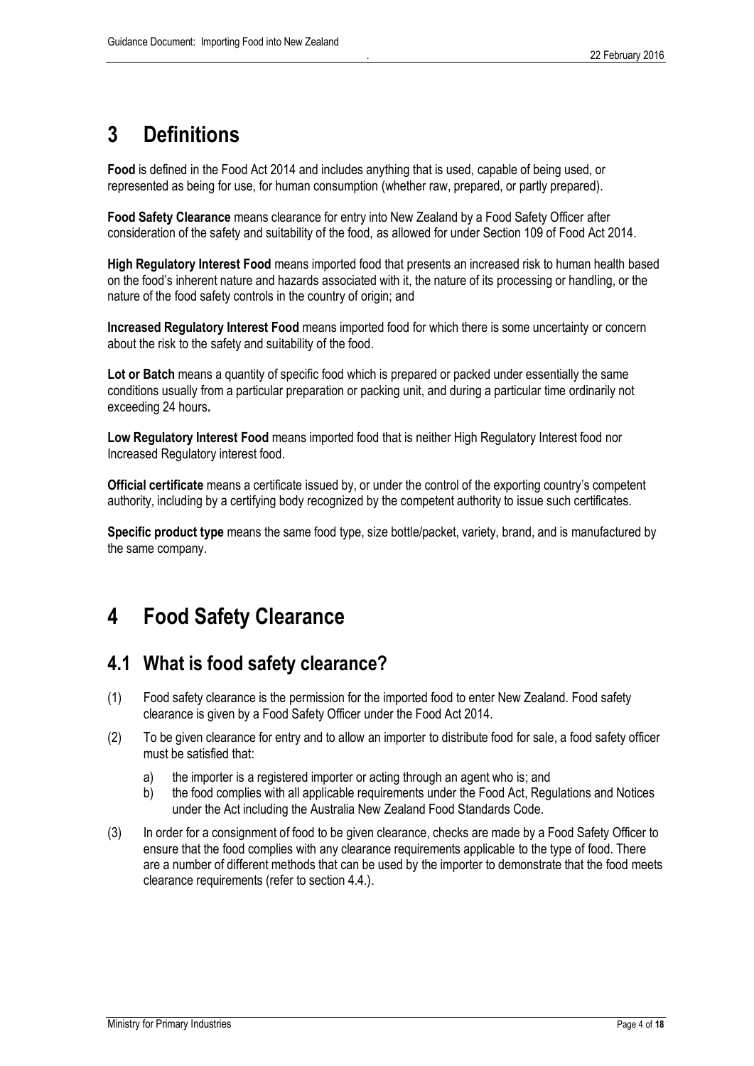# 3 Definitions

**Food** is defined in the Food Act 2014 and includes anything that is used, capable of being used, or represented as being for use, for human consumption (whether raw, prepared, or partly prepared).

**Food Safety Clearance** means clearance for entry into New Zealand by a Food Safety Officer after consideration of the safety and suitability of the food, as allowed for under Section 109 of Food Act 2014.

**High Regulatory Interest Food** means imported food that presents an increased risk to human health based on the food's inherent nature and hazards associated with it, the nature of its processing or handling, or the nature of the food safety controls in the country of origin; and

**Increased Regulatory Interest Food** means imported food for which there is some uncertainty or concern about the risk to the safety and suitability of the food.

**Lot or Batch** means a quantity of specific food which is prepared or packed under essentially the same conditions usually from a particular preparation or packing unit, and during a particular time ordinarily not exceeding 24 hours**.**

**Low Regulatory Interest Food** means imported food that is neither High Regulatory Interest food nor Increased Regulatory interest food.

**Official certificate** means a certificate issued by, or under the control of the exporting country's competent authority, including by a certifying body recognized by the competent authority to issue such certificates.

**Specific product type** means the same food type, size bottle/packet, variety, brand, and is manufactured by the same company.

# 4 Food Safety Clearance

## 4.1 What is food safety clearance?

(1) Food safety clearance is the permission for the imported food to enter New Zealand. Food safety clearance is given by a Food Safety Officer under the Food Act 2014.

(2) To be given clearance for entry and to allow an importer to distribute food for sale, a food safety officer must be satisfied that:

   a) the importer is a registered importer or acting through an agent who is; and
   b) the food complies with all applicable requirements under the Food Act, Regulations and Notices under the Act including the Australia New Zealand Food Standards Code.

(3) In order for a consignment of food to be given clearance, checks are made by a Food Safety Officer to ensure that the food complies with any clearance requirements applicable to the type of food. There are a number of different methods that can be used by the importer to demonstrate that the food meets clearance requirements (refer to section 4.4.).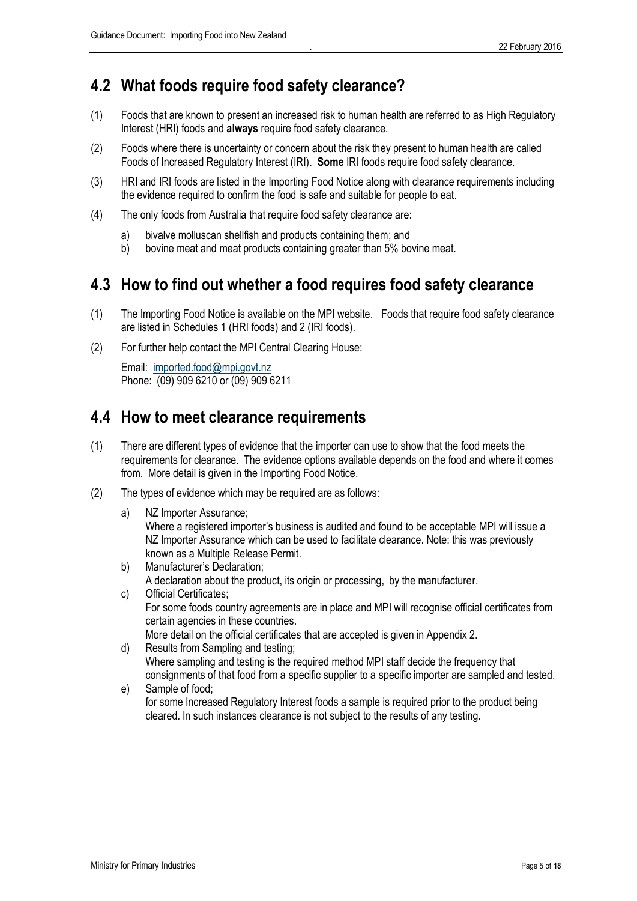## 4.2 What foods require food safety clearance?

(1) Foods that are known to present an increased risk to human health are referred to as High Regulatory Interest (HRI) foods and **always** require food safety clearance.

(2) Foods where there is uncertainty or concern about the risk they present to human health are called Foods of Increased Regulatory Interest (IRI). **Some** IRI foods require food safety clearance.

(3) HRI and IRI foods are listed in the Importing Food Notice along with clearance requirements including the evidence required to confirm the food is safe and suitable for people to eat.

(4) The only foods from Australia that require food safety clearance are:

a) bivalve molluscan shellfish and products containing them; and
b) bovine meat and meat products containing greater than 5% bovine meat.

## 4.3 How to find out whether a food requires food safety clearance

(1) The Importing Food Notice is available on the MPI website. Foods that require food safety clearance are listed in Schedules 1 (HRI foods) and 2 (IRI foods).

(2) For further help contact the MPI Central Clearing House:

Email: imported.food@mpi.govt.nz
Phone: (09) 909 6210 or (09) 909 6211

## 4.4 How to meet clearance requirements

(1) There are different types of evidence that the importer can use to show that the food meets the requirements for clearance. The evidence options available depends on the food and where it comes from. More detail is given in the Importing Food Notice.

(2) The types of evidence which may be required are as follows:

a) NZ Importer Assurance;
Where a registered importer's business is audited and found to be acceptable MPI will issue a NZ Importer Assurance which can be used to facilitate clearance. Note: this was previously known as a Multiple Release Permit.

b) Manufacturer's Declaration;
A declaration about the product, its origin or processing, by the manufacturer.

c) Official Certificates;
For some foods country agreements are in place and MPI will recognise official certificates from certain agencies in these countries.
More detail on the official certificates that are accepted is given in Appendix 2.

d) Results from Sampling and testing;
Where sampling and testing is the required method MPI staff decide the frequency that consignments of that food from a specific supplier to a specific importer are sampled and tested.

e) Sample of food;
for some Increased Regulatory Interest foods a sample is required prior to the product being cleared. In such instances clearance is not subject to the results of any testing.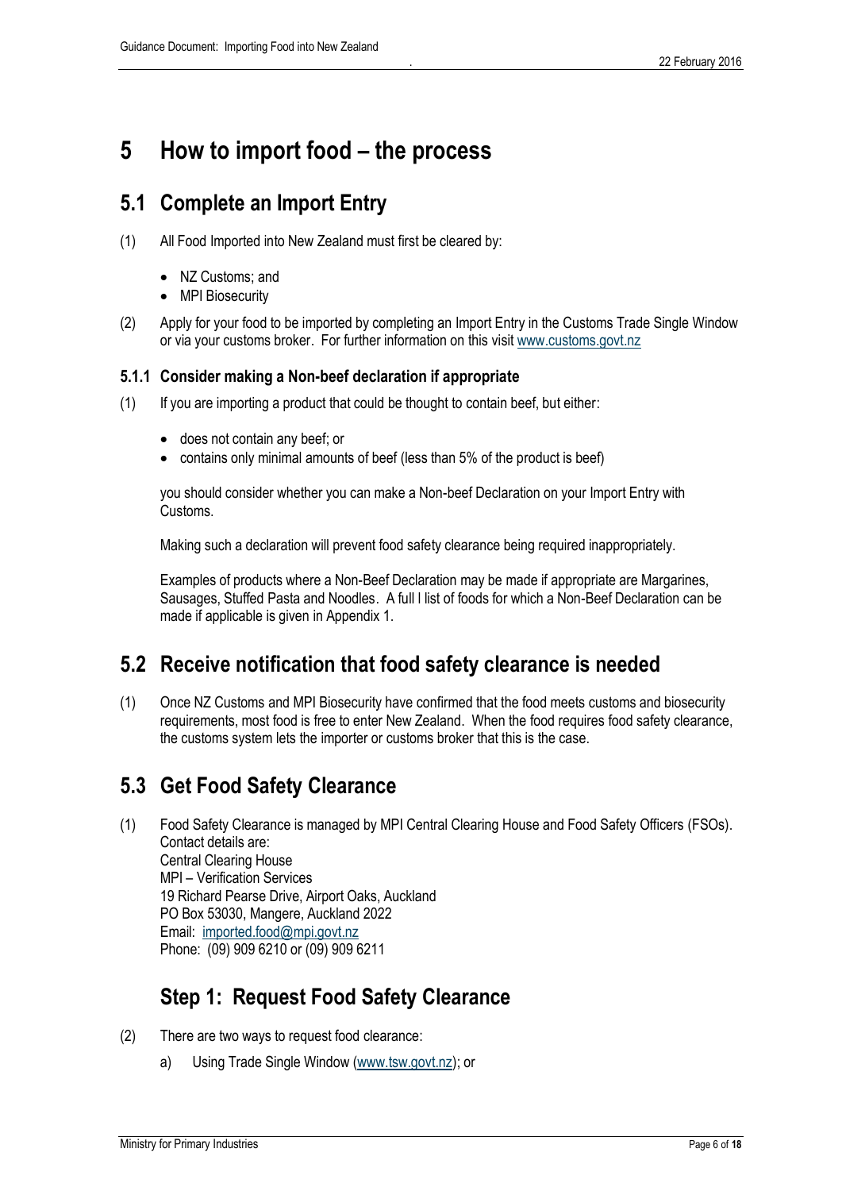# 5 How to import food – the process

## 5.1 Complete an Import Entry

(1) All Food Imported into New Zealand must first be cleared by:

- NZ Customs; and
- MPI Biosecurity

(2) Apply for your food to be imported by completing an Import Entry in the Customs Trade Single Window or via your customs broker. For further information on this visit www.customs.govt.nz

### 5.1.1 Consider making a Non-beef declaration if appropriate

(1) If you are importing a product that could be thought to contain beef, but either:

- does not contain any beef; or
- contains only minimal amounts of beef (less than 5% of the product is beef)

you should consider whether you can make a Non-beef Declaration on your Import Entry with Customs.

Making such a declaration will prevent food safety clearance being required inappropriately.

Examples of products where a Non-Beef Declaration may be made if appropriate are Margarines, Sausages, Stuffed Pasta and Noodles. A full l list of foods for which a Non-Beef Declaration can be made if applicable is given in Appendix 1.

## 5.2 Receive notification that food safety clearance is needed

(1) Once NZ Customs and MPI Biosecurity have confirmed that the food meets customs and biosecurity requirements, most food is free to enter New Zealand. When the food requires food safety clearance, the customs system lets the importer or customs broker that this is the case.

## 5.3 Get Food Safety Clearance

(1) Food Safety Clearance is managed by MPI Central Clearing House and Food Safety Officers (FSOs). Contact details are:
Central Clearing House
MPI – Verification Services
19 Richard Pearse Drive, Airport Oaks, Auckland
PO Box 53030, Mangere, Auckland 2022
Email: imported.food@mpi.govt.nz
Phone: (09) 909 6210 or (09) 909 6211

## Step 1: Request Food Safety Clearance

(2) There are two ways to request food clearance:

a) Using Trade Single Window (www.tsw.govt.nz); or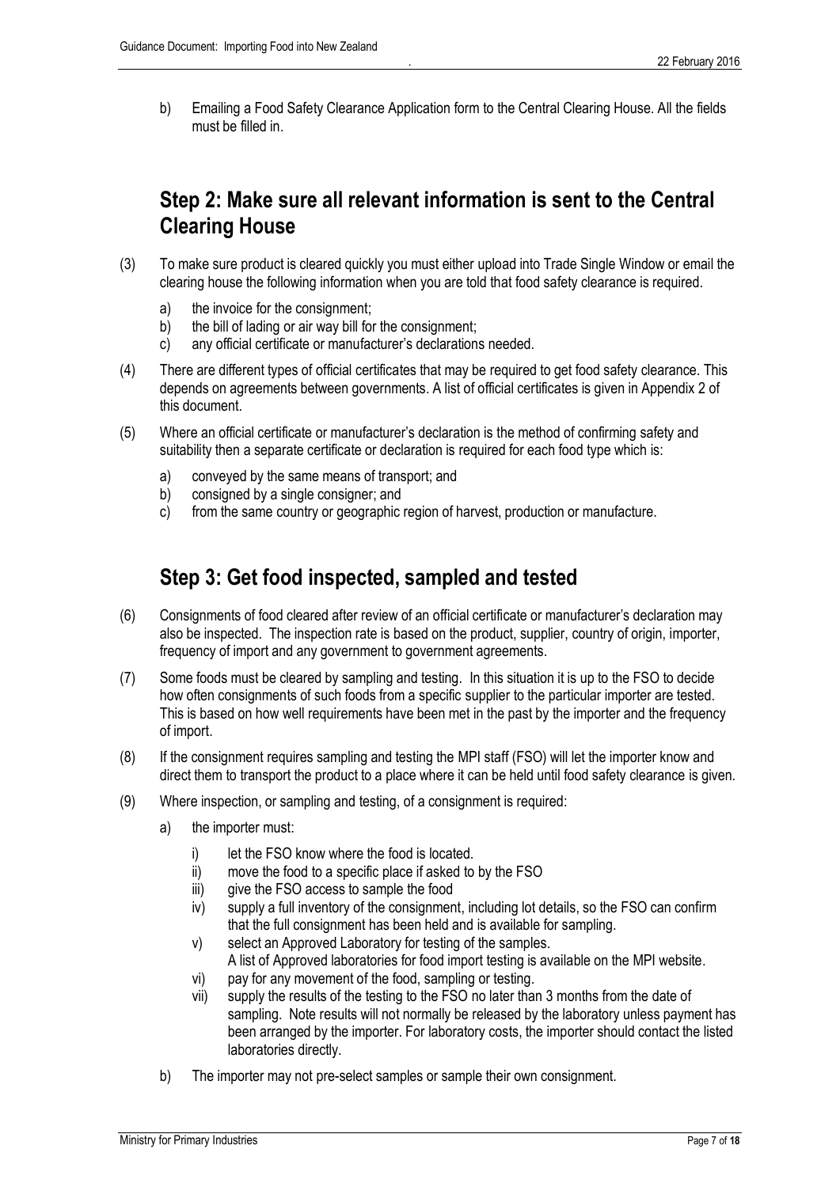b) Emailing a Food Safety Clearance Application form to the Central Clearing House. All the fields must be filled in.

## Step 2: Make sure all relevant information is sent to the Central Clearing House

(3) To make sure product is cleared quickly you must either upload into Trade Single Window or email the clearing house the following information when you are told that food safety clearance is required.

- a) the invoice for the consignment;
- b) the bill of lading or air way bill for the consignment;
- c) any official certificate or manufacturer's declarations needed.

(4) There are different types of official certificates that may be required to get food safety clearance. This depends on agreements between governments. A list of official certificates is given in Appendix 2 of this document.

(5) Where an official certificate or manufacturer's declaration is the method of confirming safety and suitability then a separate certificate or declaration is required for each food type which is:

- a) conveyed by the same means of transport; and
- b) consigned by a single consigner; and
- c) from the same country or geographic region of harvest, production or manufacture.

## Step 3: Get food inspected, sampled and tested

(6) Consignments of food cleared after review of an official certificate or manufacturer's declaration may also be inspected. The inspection rate is based on the product, supplier, country of origin, importer, frequency of import and any government to government agreements.

(7) Some foods must be cleared by sampling and testing. In this situation it is up to the FSO to decide how often consignments of such foods from a specific supplier to the particular importer are tested. This is based on how well requirements have been met in the past by the importer and the frequency of import.

(8) If the consignment requires sampling and testing the MPI staff (FSO) will let the importer know and direct them to transport the product to a place where it can be held until food safety clearance is given.

(9) Where inspection, or sampling and testing, of a consignment is required:

- a) the importer must:
  - i) let the FSO know where the food is located.
  - ii) move the food to a specific place if asked to by the FSO
  - iii) give the FSO access to sample the food
  - iv) supply a full inventory of the consignment, including lot details, so the FSO can confirm that the full consignment has been held and is available for sampling.
  - v) select an Approved Laboratory for testing of the samples.
    A list of Approved laboratories for food import testing is available on the MPI website.
  - vi) pay for any movement of the food, sampling or testing.
  - vii) supply the results of the testing to the FSO no later than 3 months from the date of sampling. Note results will not normally be released by the laboratory unless payment has been arranged by the importer. For laboratory costs, the importer should contact the listed laboratories directly.
- b) The importer may not pre-select samples or sample their own consignment.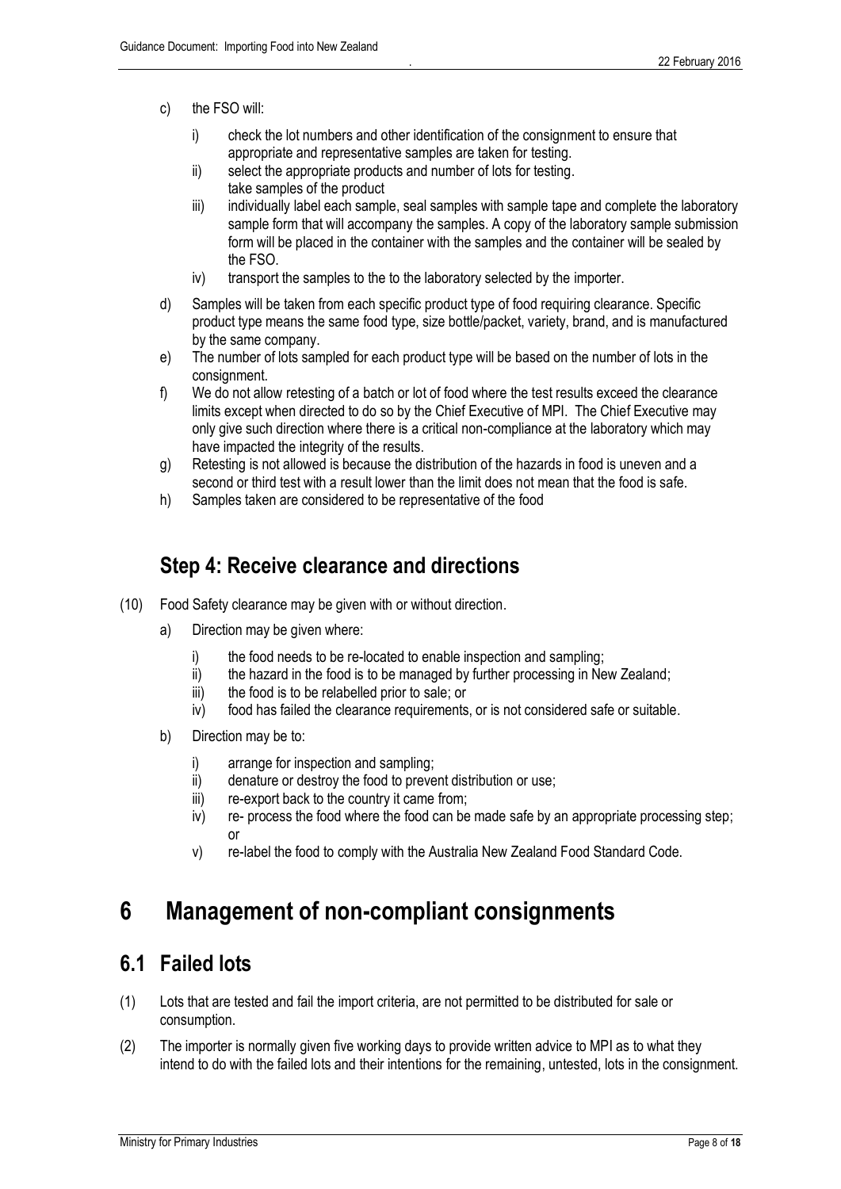c) the FSO will:

   i) check the lot numbers and other identification of the consignment to ensure that appropriate and representative samples are taken for testing.
   ii) select the appropriate products and number of lots for testing.
   take samples of the product
   iii) individually label each sample, seal samples with sample tape and complete the laboratory sample form that will accompany the samples. A copy of the laboratory sample submission form will be placed in the container with the samples and the container will be sealed by the FSO.
   iv) transport the samples to the to the laboratory selected by the importer.

d) Samples will be taken from each specific product type of food requiring clearance. Specific product type means the same food type, size bottle/packet, variety, brand, and is manufactured by the same company.

e) The number of lots sampled for each product type will be based on the number of lots in the consignment.

f) We do not allow retesting of a batch or lot of food where the test results exceed the clearance limits except when directed to do so by the Chief Executive of MPI. The Chief Executive may only give such direction where there is a critical non-compliance at the laboratory which may have impacted the integrity of the results.

g) Retesting is not allowed is because the distribution of the hazards in food is uneven and a second or third test with a result lower than the limit does not mean that the food is safe.

h) Samples taken are considered to be representative of the food

### Step 4: Receive clearance and directions

(10) Food Safety clearance may be given with or without direction.

a) Direction may be given where:

   i) the food needs to be re-located to enable inspection and sampling;
   ii) the hazard in the food is to be managed by further processing in New Zealand;
   iii) the food is to be relabelled prior to sale; or
   iv) food has failed the clearance requirements, or is not considered safe or suitable.

b) Direction may be to:

   i) arrange for inspection and sampling;
   ii) denature or destroy the food to prevent distribution or use;
   iii) re-export back to the country it came from;
   iv) re- process the food where the food can be made safe by an appropriate processing step; or
   v) re-label the food to comply with the Australia New Zealand Food Standard Code.

# 6 Management of non-compliant consignments

## 6.1 Failed lots

(1) Lots that are tested and fail the import criteria, are not permitted to be distributed for sale or consumption.

(2) The importer is normally given five working days to provide written advice to MPI as to what they intend to do with the failed lots and their intentions for the remaining, untested, lots in the consignment.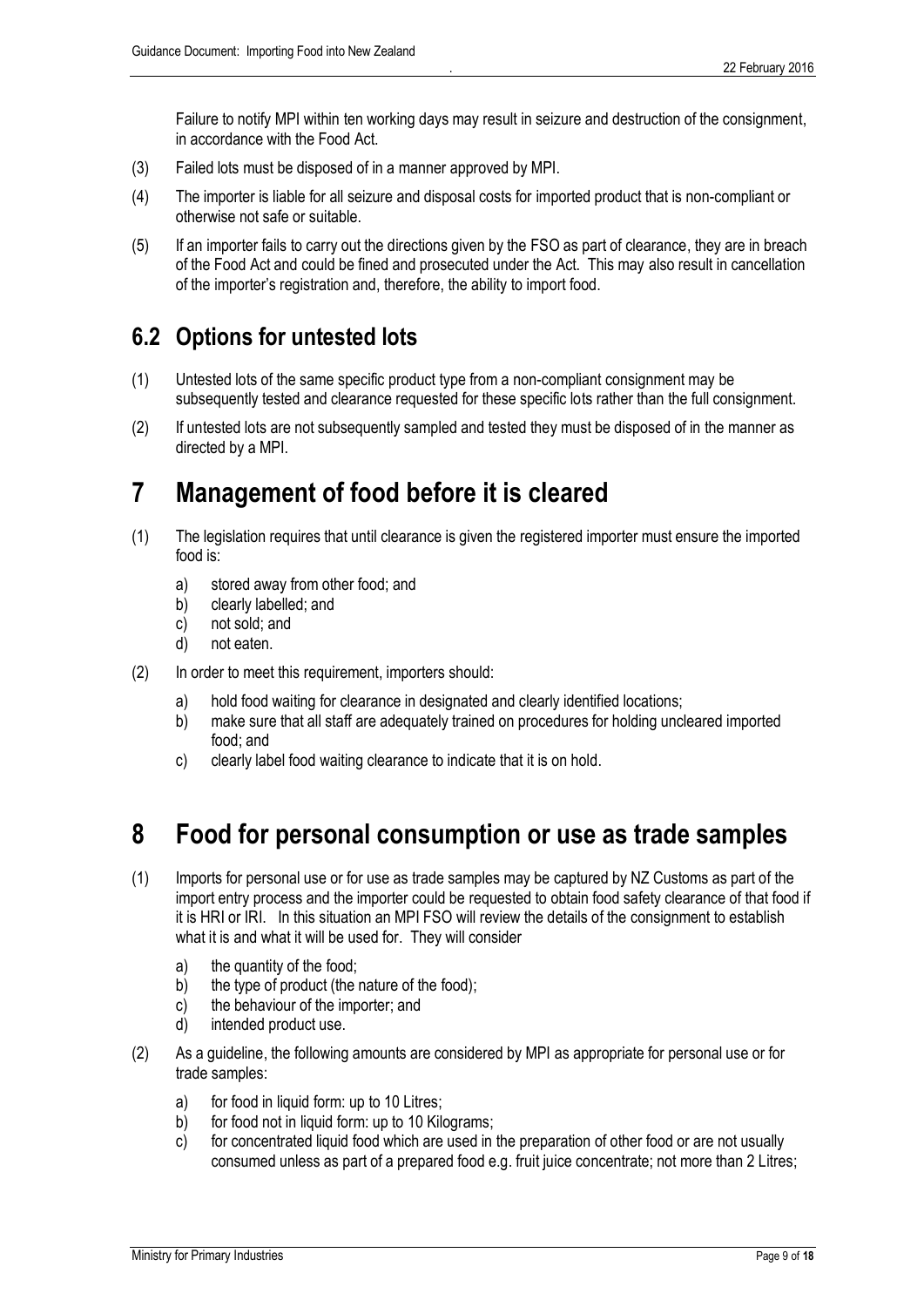Failure to notify MPI within ten working days may result in seizure and destruction of the consignment, in accordance with the Food Act.

(3) Failed lots must be disposed of in a manner approved by MPI.

(4) The importer is liable for all seizure and disposal costs for imported product that is non-compliant or otherwise not safe or suitable.

(5) If an importer fails to carry out the directions given by the FSO as part of clearance, they are in breach of the Food Act and could be fined and prosecuted under the Act. This may also result in cancellation of the importer's registration and, therefore, the ability to import food.

## 6.2 Options for untested lots

(1) Untested lots of the same specific product type from a non-compliant consignment may be subsequently tested and clearance requested for these specific lots rather than the full consignment.

(2) If untested lots are not subsequently sampled and tested they must be disposed of in the manner as directed by a MPI.

# 7 Management of food before it is cleared

(1) The legislation requires that until clearance is given the registered importer must ensure the imported food is:

   a) stored away from other food; and
   b) clearly labelled; and
   c) not sold; and
   d) not eaten.

(2) In order to meet this requirement, importers should:

   a) hold food waiting for clearance in designated and clearly identified locations;
   b) make sure that all staff are adequately trained on procedures for holding uncleared imported food; and
   c) clearly label food waiting clearance to indicate that it is on hold.

# 8 Food for personal consumption or use as trade samples

(1) Imports for personal use or for use as trade samples may be captured by NZ Customs as part of the import entry process and the importer could be requested to obtain food safety clearance of that food if it is HRI or IRI. In this situation an MPI FSO will review the details of the consignment to establish what it is and what it will be used for. They will consider

   a) the quantity of the food;
   b) the type of product (the nature of the food);
   c) the behaviour of the importer; and
   d) intended product use.

(2) As a guideline, the following amounts are considered by MPI as appropriate for personal use or for trade samples:

   a) for food in liquid form: up to 10 Litres;
   b) for food not in liquid form: up to 10 Kilograms;
   c) for concentrated liquid food which are used in the preparation of other food or are not usually consumed unless as part of a prepared food e.g. fruit juice concentrate; not more than 2 Litres;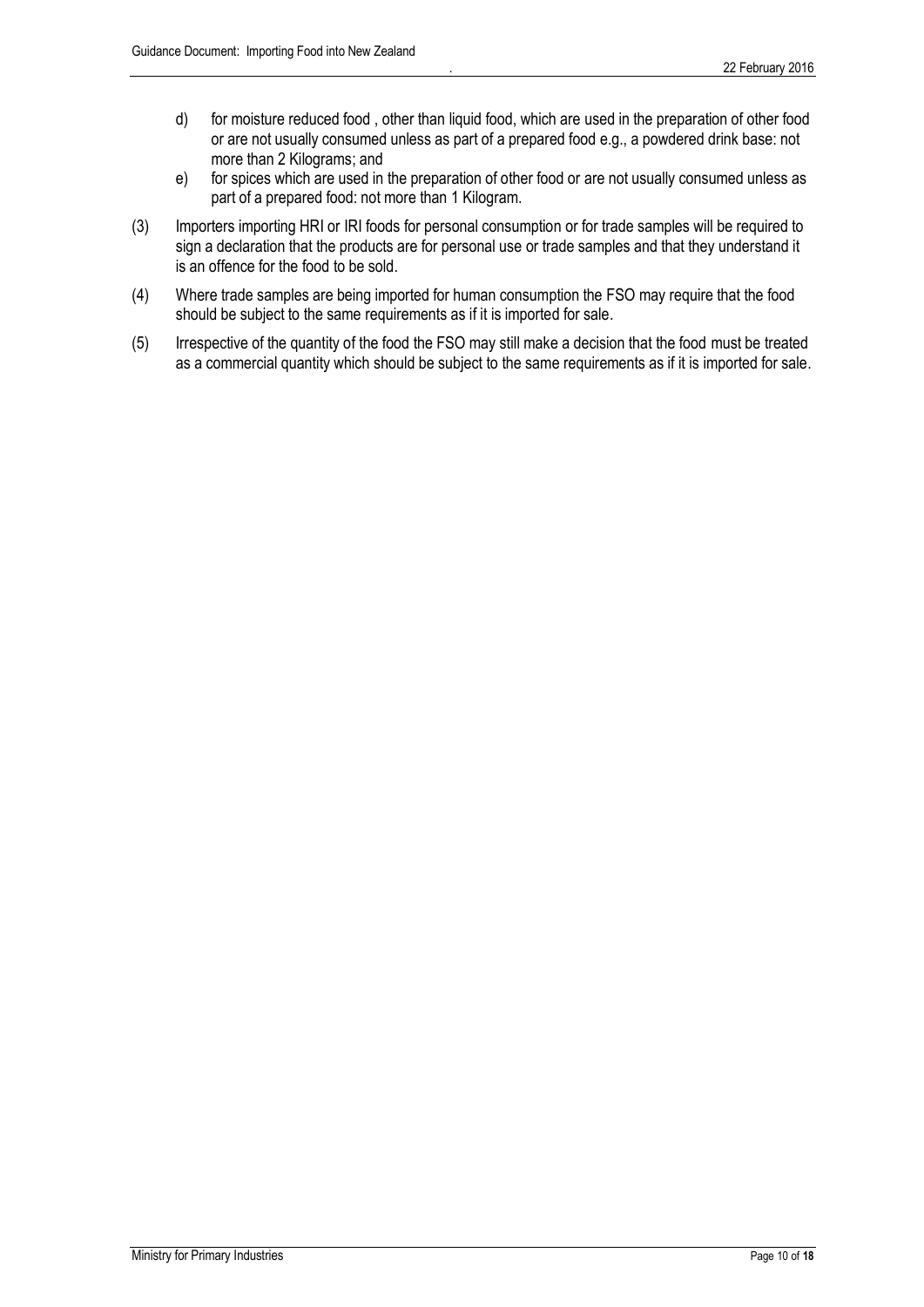d) for moisture reduced food , other than liquid food, which are used in the preparation of other food or are not usually consumed unless as part of a prepared food e.g., a powdered drink base: not more than 2 Kilograms; and

e) for spices which are used in the preparation of other food or are not usually consumed unless as part of a prepared food: not more than 1 Kilogram.

(3) Importers importing HRI or IRI foods for personal consumption or for trade samples will be required to sign a declaration that the products are for personal use or trade samples and that they understand it is an offence for the food to be sold.

(4) Where trade samples are being imported for human consumption the FSO may require that the food should be subject to the same requirements as if it is imported for sale.

(5) Irrespective of the quantity of the food the FSO may still make a decision that the food must be treated as a commercial quantity which should be subject to the same requirements as if it is imported for sale.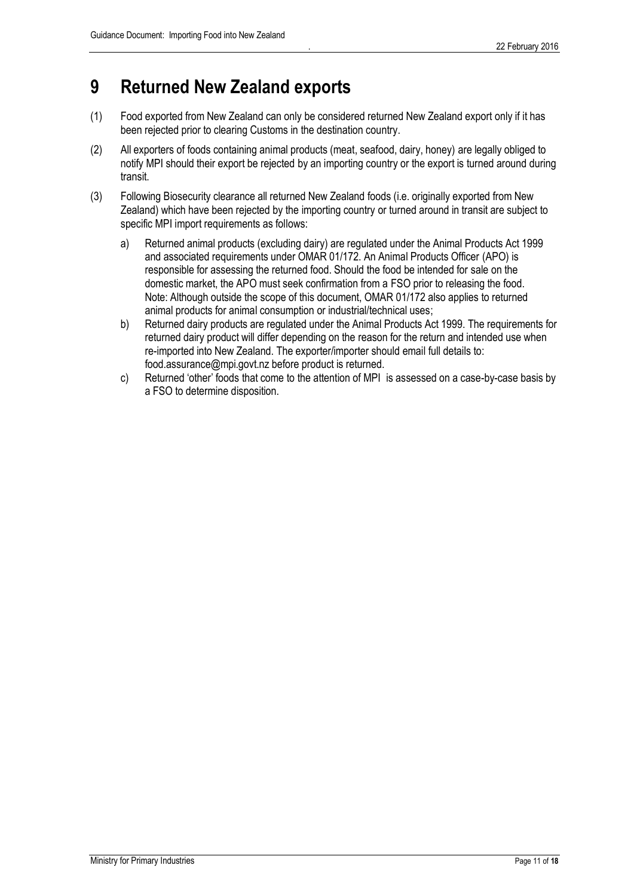# 9 Returned New Zealand exports

(1) Food exported from New Zealand can only be considered returned New Zealand export only if it has been rejected prior to clearing Customs in the destination country.

(2) All exporters of foods containing animal products (meat, seafood, dairy, honey) are legally obliged to notify MPI should their export be rejected by an importing country or the export is turned around during transit.

(3) Following Biosecurity clearance all returned New Zealand foods (i.e. originally exported from New Zealand) which have been rejected by the importing country or turned around in transit are subject to specific MPI import requirements as follows:

   a) Returned animal products (excluding dairy) are regulated under the Animal Products Act 1999 and associated requirements under OMAR 01/172. An Animal Products Officer (APO) is responsible for assessing the returned food. Should the food be intended for sale on the domestic market, the APO must seek confirmation from a FSO prior to releasing the food. Note: Although outside the scope of this document, OMAR 01/172 also applies to returned animal products for animal consumption or industrial/technical uses;

   b) Returned dairy products are regulated under the Animal Products Act 1999. The requirements for returned dairy product will differ depending on the reason for the return and intended use when re-imported into New Zealand. The exporter/importer should email full details to: food.assurance@mpi.govt.nz before product is returned.

   c) Returned 'other' foods that come to the attention of MPI is assessed on a case-by-case basis by a FSO to determine disposition.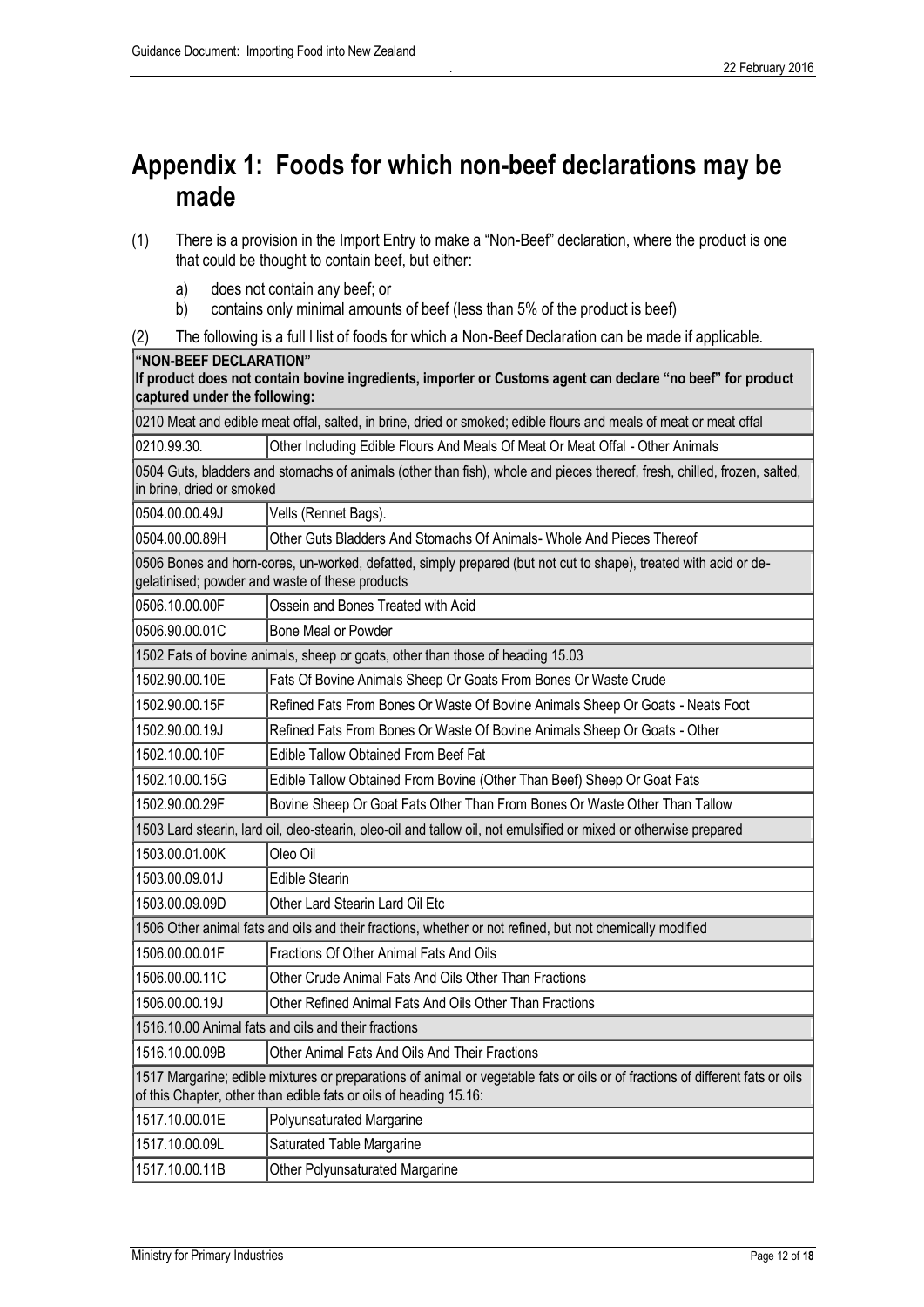# Appendix 1: Foods for which non-beef declarations may be made

(1) There is a provision in the Import Entry to make a "Non-Beef" declaration, where the product is one that could be thought to contain beef, but either:

a) does not contain any beef; or
b) contains only minimal amounts of beef (less than 5% of the product is beef)

(2) The following is a full l list of foods for which a Non-Beef Declaration can be made if applicable.

| **"NON-BEEF DECLARATION"** **If product does not contain bovine ingredients, importer or Customs agent can declare "no beef" for product captured under the following:** | |
|---|---|
| 0210 Meat and edible meat offal, salted, in brine, dried or smoked; edible flours and meals of meat or meat offal | |
| 0210.99.30. | Other Including Edible Flours And Meals Of Meat Or Meat Offal - Other Animals |
| 0504 Guts, bladders and stomachs of animals (other than fish), whole and pieces thereof, fresh, chilled, frozen, salted, in brine, dried or smoked | |
| 0504.00.00.49J | Vells (Rennet Bags). |
| 0504.00.00.89H | Other Guts Bladders And Stomachs Of Animals- Whole And Pieces Thereof |
| 0506 Bones and horn-cores, un-worked, defatted, simply prepared (but not cut to shape), treated with acid or de-gelatinised; powder and waste of these products | |
| 0506.10.00.00F | Ossein and Bones Treated with Acid |
| 0506.90.00.01C | Bone Meal or Powder |
| 1502 Fats of bovine animals, sheep or goats, other than those of heading 15.03 | |
| 1502.90.00.10E | Fats Of Bovine Animals Sheep Or Goats From Bones Or Waste Crude |
| 1502.90.00.15F | Refined Fats From Bones Or Waste Of Bovine Animals Sheep Or Goats - Neats Foot |
| 1502.90.00.19J | Refined Fats From Bones Or Waste Of Bovine Animals Sheep Or Goats - Other |
| 1502.10.00.10F | Edible Tallow Obtained From Beef Fat |
| 1502.10.00.15G | Edible Tallow Obtained From Bovine (Other Than Beef) Sheep Or Goat Fats |
| 1502.90.00.29F | Bovine Sheep Or Goat Fats Other Than From Bones Or Waste Other Than Tallow |
| 1503 Lard stearin, lard oil, oleo-stearin, oleo-oil and tallow oil, not emulsified or mixed or otherwise prepared | |
| 1503.00.01.00K | Oleo Oil |
| 1503.00.09.01J | Edible Stearin |
| 1503.00.09.09D | Other Lard Stearin Lard Oil Etc |
| 1506 Other animal fats and oils and their fractions, whether or not refined, but not chemically modified | |
| 1506.00.00.01F | Fractions Of Other Animal Fats And Oils |
| 1506.00.00.11C | Other Crude Animal Fats And Oils Other Than Fractions |
| 1506.00.00.19J | Other Refined Animal Fats And Oils Other Than Fractions |
| 1516.10.00 Animal fats and oils and their fractions | |
| 1516.10.00.09B | Other Animal Fats And Oils And Their Fractions |
| 1517 Margarine; edible mixtures or preparations of animal or vegetable fats or oils or of fractions of different fats or oils of this Chapter, other than edible fats or oils of heading 15.16: | |
| 1517.10.00.01E | Polyunsaturated Margarine |
| 1517.10.00.09L | Saturated Table Margarine |
| 1517.10.00.11B | Other Polyunsaturated Margarine |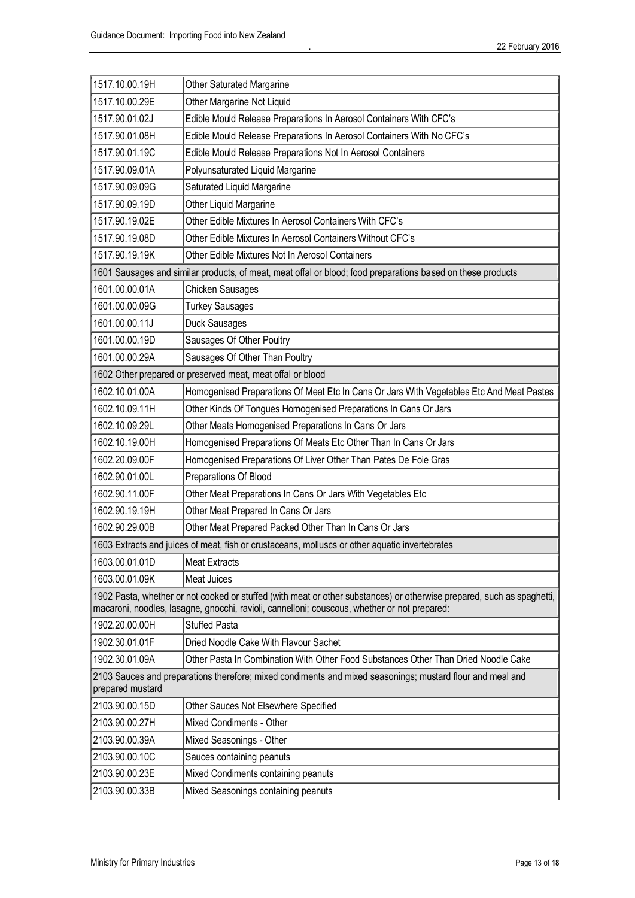| | |
|---|---|
| 1517.10.00.19H | Other Saturated Margarine |
| 1517.10.00.29E | Other Margarine Not Liquid |
| 1517.90.01.02J | Edible Mould Release Preparations In Aerosol Containers With CFC's |
| 1517.90.01.08H | Edible Mould Release Preparations In Aerosol Containers With No CFC's |
| 1517.90.01.19C | Edible Mould Release Preparations Not In Aerosol Containers |
| 1517.90.09.01A | Polyunsaturated Liquid Margarine |
| 1517.90.09.09G | Saturated Liquid Margarine |
| 1517.90.09.19D | Other Liquid Margarine |
| 1517.90.19.02E | Other Edible Mixtures In Aerosol Containers With CFC's |
| 1517.90.19.08D | Other Edible Mixtures In Aerosol Containers Without CFC's |
| 1517.90.19.19K | Other Edible Mixtures Not In Aerosol Containers |
| 1601 Sausages and similar products, of meat, meat offal or blood; food preparations based on these products | |
| 1601.00.00.01A | Chicken Sausages |
| 1601.00.00.09G | Turkey Sausages |
| 1601.00.00.11J | Duck Sausages |
| 1601.00.00.19D | Sausages Of Other Poultry |
| 1601.00.00.29A | Sausages Of Other Than Poultry |
| 1602 Other prepared or preserved meat, meat offal or blood | |
| 1602.10.01.00A | Homogenised Preparations Of Meat Etc In Cans Or Jars With Vegetables Etc And Meat Pastes |
| 1602.10.09.11H | Other Kinds Of Tongues Homogenised Preparations In Cans Or Jars |
| 1602.10.09.29L | Other Meats Homogenised Preparations In Cans Or Jars |
| 1602.10.19.00H | Homogenised Preparations Of Meats Etc Other Than In Cans Or Jars |
| 1602.20.09.00F | Homogenised Preparations Of Liver Other Than Pates De Foie Gras |
| 1602.90.01.00L | Preparations Of Blood |
| 1602.90.11.00F | Other Meat Preparations In Cans Or Jars With Vegetables Etc |
| 1602.90.19.19H | Other Meat Prepared In Cans Or Jars |
| 1602.90.29.00B | Other Meat Prepared Packed Other Than In Cans Or Jars |
| 1603 Extracts and juices of meat, fish or crustaceans, molluscs or other aquatic invertebrates | |
| 1603.00.01.01D | Meat Extracts |
| 1603.00.01.09K | Meat Juices |
| 1902 Pasta, whether or not cooked or stuffed (with meat or other substances) or otherwise prepared, such as spaghetti, macaroni, noodles, lasagne, gnocchi, ravioli, cannelloni; couscous, whether or not prepared: | |
| 1902.20.00.00H | Stuffed Pasta |
| 1902.30.01.01F | Dried Noodle Cake With Flavour Sachet |
| 1902.30.01.09A | Other Pasta In Combination With Other Food Substances Other Than Dried Noodle Cake |
| 2103 Sauces and preparations therefore; mixed condiments and mixed seasonings; mustard flour and meal and prepared mustard | |
| 2103.90.00.15D | Other Sauces Not Elsewhere Specified |
| 2103.90.00.27H | Mixed Condiments - Other |
| 2103.90.00.39A | Mixed Seasonings - Other |
| 2103.90.00.10C | Sauces containing peanuts |
| 2103.90.00.23E | Mixed Condiments containing peanuts |
| 2103.90.00.33B | Mixed Seasonings containing peanuts |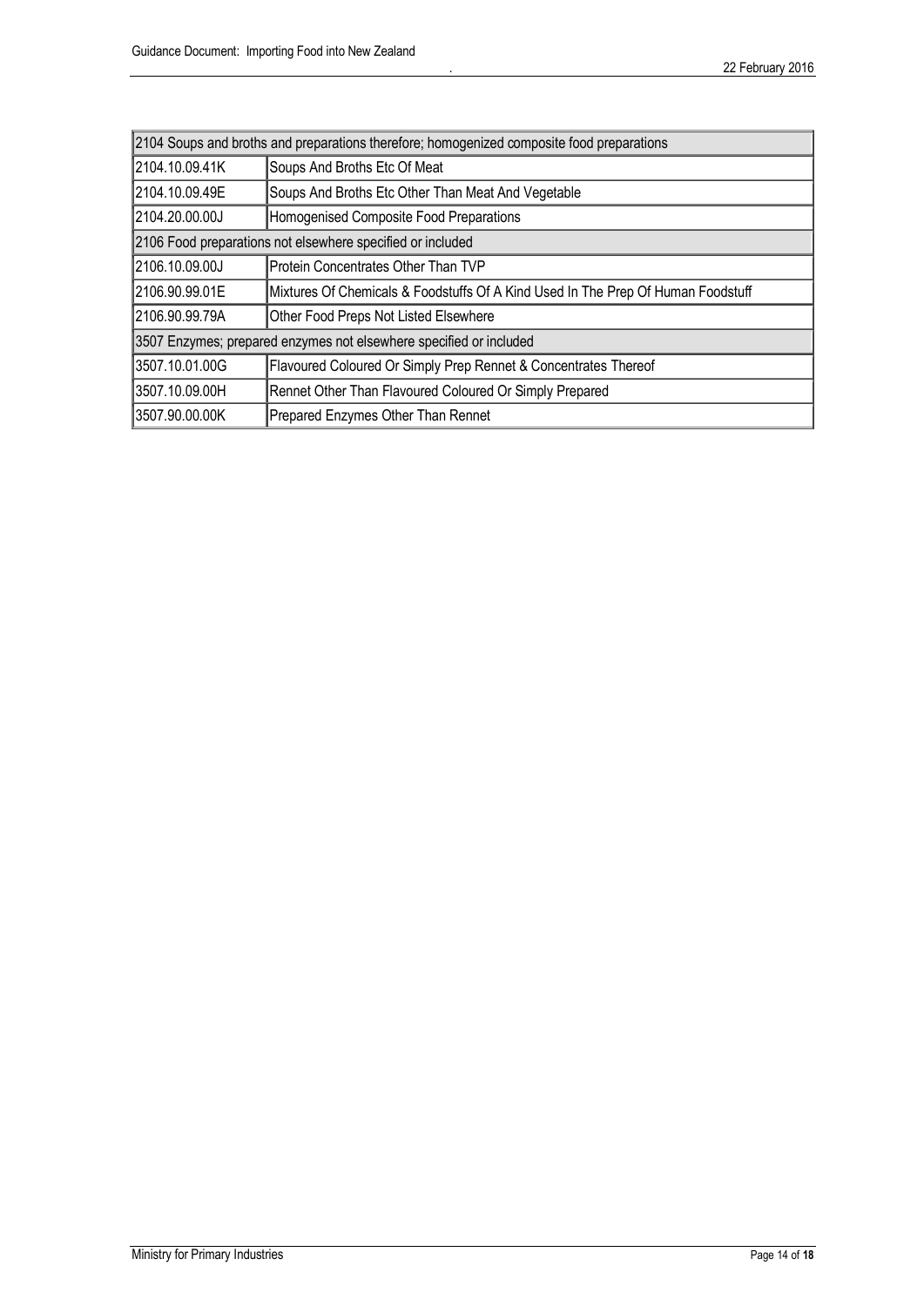| 2104 Soups and broths and preparations therefore; homogenized composite food preparations | |
|---|---|
| 2104.10.09.41K | Soups And Broths Etc Of Meat |
| 2104.10.09.49E | Soups And Broths Etc Other Than Meat And Vegetable |
| 2104.20.00.00J | Homogenised Composite Food Preparations |
| 2106 Food preparations not elsewhere specified or included | |
| 2106.10.09.00J | Protein Concentrates Other Than TVP |
| 2106.90.99.01E | Mixtures Of Chemicals & Foodstuffs Of A Kind Used In The Prep Of Human Foodstuff |
| 2106.90.99.79A | Other Food Preps Not Listed Elsewhere |
| 3507 Enzymes; prepared enzymes not elsewhere specified or included | |
| 3507.10.01.00G | Flavoured Coloured Or Simply Prep Rennet & Concentrates Thereof |
| 3507.10.09.00H | Rennet Other Than Flavoured Coloured Or Simply Prepared |
| 3507.90.00.00K | Prepared Enzymes Other Than Rennet |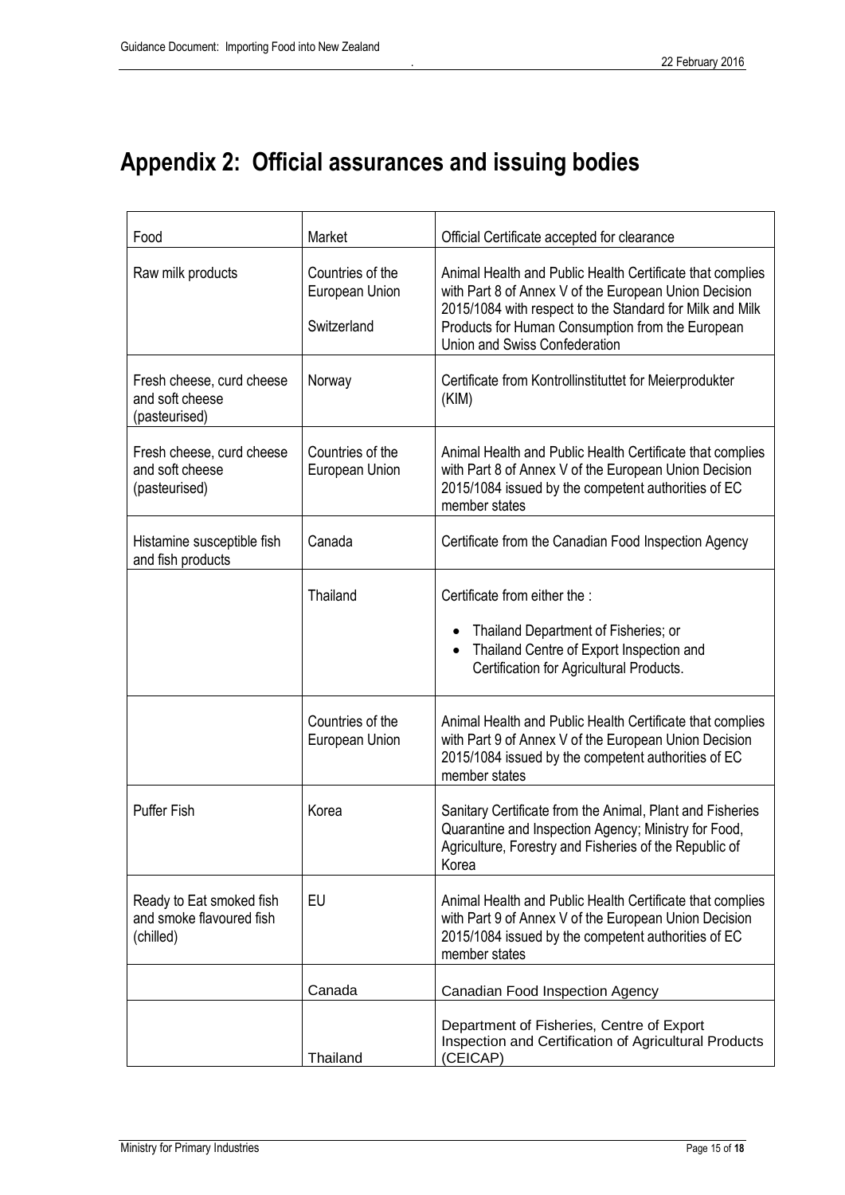# Appendix 2: Official assurances and issuing bodies

| Food | Market | Official Certificate accepted for clearance |
| --- | --- | --- |
| Raw milk products | Countries of the European Union<br><br>Switzerland | Animal Health and Public Health Certificate that complies with Part 8 of Annex V of the European Union Decision 2015/1084 with respect to the Standard for Milk and Milk Products for Human Consumption from the European Union and Swiss Confederation |
| Fresh cheese, curd cheese and soft cheese (pasteurised) | Norway | Certificate from Kontrollinstituttet for Meierprodukter (KIM) |
| Fresh cheese, curd cheese and soft cheese (pasteurised) | Countries of the European Union | Animal Health and Public Health Certificate that complies with Part 8 of Annex V of the European Union Decision 2015/1084 issued by the competent authorities of EC member states |
| Histamine susceptible fish and fish products | Canada | Certificate from the Canadian Food Inspection Agency |
| | Thailand | Certificate from either the :<br>• Thailand Department of Fisheries; or<br>• Thailand Centre of Export Inspection and Certification for Agricultural Products. |
| | Countries of the European Union | Animal Health and Public Health Certificate that complies with Part 9 of Annex V of the European Union Decision 2015/1084 issued by the competent authorities of EC member states |
| Puffer Fish | Korea | Sanitary Certificate from the Animal, Plant and Fisheries Quarantine and Inspection Agency; Ministry for Food, Agriculture, Forestry and Fisheries of the Republic of Korea |
| Ready to Eat smoked fish and smoke flavoured fish (chilled) | EU | Animal Health and Public Health Certificate that complies with Part 9 of Annex V of the European Union Decision 2015/1084 issued by the competent authorities of EC member states |
| | Canada | Canadian Food Inspection Agency |
| | Thailand | Department of Fisheries, Centre of Export Inspection and Certification of Agricultural Products (CEICAP) |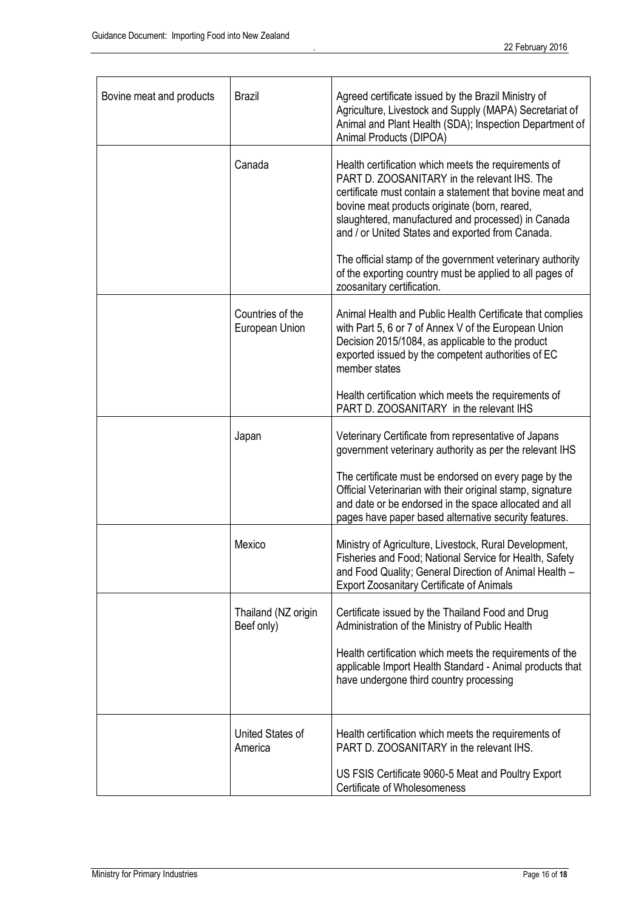| | | |
|---|---|---|
| Bovine meat and products | Brazil | Agreed certificate issued by the Brazil Ministry of Agriculture, Livestock and Supply (MAPA) Secretariat of Animal and Plant Health (SDA); Inspection Department of Animal Products (DIPOA) |
| | Canada | Health certification which meets the requirements of PART D. ZOOSANITARY in the relevant IHS. The certificate must contain a statement that bovine meat and bovine meat products originate (born, reared, slaughtered, manufactured and processed) in Canada and / or United States and exported from Canada.<br><br>The official stamp of the government veterinary authority of the exporting country must be applied to all pages of zoosanitary certification. |
| | Countries of the European Union | Animal Health and Public Health Certificate that complies with Part 5, 6 or 7 of Annex V of the European Union Decision 2015/1084, as applicable to the product exported issued by the competent authorities of EC member states<br><br>Health certification which meets the requirements of PART D. ZOOSANITARY in the relevant IHS |
| | Japan | Veterinary Certificate from representative of Japans government veterinary authority as per the relevant IHS<br><br>The certificate must be endorsed on every page by the Official Veterinarian with their original stamp, signature and date or be endorsed in the space allocated and all pages have paper based alternative security features. |
| | Mexico | Ministry of Agriculture, Livestock, Rural Development, Fisheries and Food; National Service for Health, Safety and Food Quality; General Direction of Animal Health – Export Zoosanitary Certificate of Animals |
| | Thailand (NZ origin Beef only) | Certificate issued by the Thailand Food and Drug Administration of the Ministry of Public Health<br><br>Health certification which meets the requirements of the applicable Import Health Standard - Animal products that have undergone third country processing |
| | United States of America | Health certification which meets the requirements of PART D. ZOOSANITARY in the relevant IHS.<br><br>US FSIS Certificate 9060-5 Meat and Poultry Export Certificate of Wholesomeness |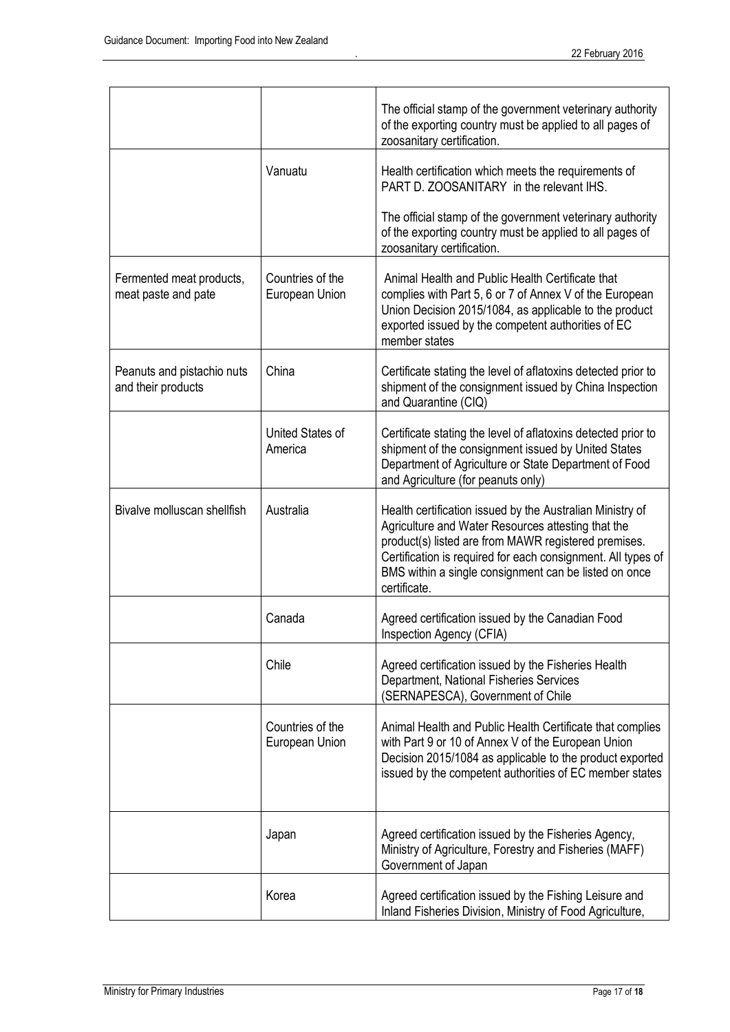| | | |
|---|---|---|
| | | The official stamp of the government veterinary authority of the exporting country must be applied to all pages of zoosanitary certification. |
| | Vanuatu | Health certification which meets the requirements of PART D. ZOOSANITARY in the relevant IHS.<br><br>The official stamp of the government veterinary authority of the exporting country must be applied to all pages of zoosanitary certification. |
| Fermented meat products, meat paste and pate | Countries of the European Union | Animal Health and Public Health Certificate that complies with Part 5, 6 or 7 of Annex V of the European Union Decision 2015/1084, as applicable to the product exported issued by the competent authorities of EC member states |
| Peanuts and pistachio nuts and their products | China | Certificate stating the level of aflatoxins detected prior to shipment of the consignment issued by China Inspection and Quarantine (CIQ) |
| | United States of America | Certificate stating the level of aflatoxins detected prior to shipment of the consignment issued by United States Department of Agriculture or State Department of Food and Agriculture (for peanuts only) |
| Bivalve molluscan shellfish | Australia | Health certification issued by the Australian Ministry of Agriculture and Water Resources attesting that the product(s) listed are from MAWR registered premises. Certification is required for each consignment. All types of BMS within a single consignment can be listed on once certificate. |
| | Canada | Agreed certification issued by the Canadian Food Inspection Agency (CFIA) |
| | Chile | Agreed certification issued by the Fisheries Health Department, National Fisheries Services (SERNAPESCA), Government of Chile |
| | Countries of the European Union | Animal Health and Public Health Certificate that complies with Part 9 or 10 of Annex V of the European Union Decision 2015/1084 as applicable to the product exported issued by the competent authorities of EC member states |
| | Japan | Agreed certification issued by the Fisheries Agency, Ministry of Agriculture, Forestry and Fisheries (MAFF) Government of Japan |
| | Korea | Agreed certification issued by the Fishing Leisure and Inland Fisheries Division, Ministry of Food Agriculture, |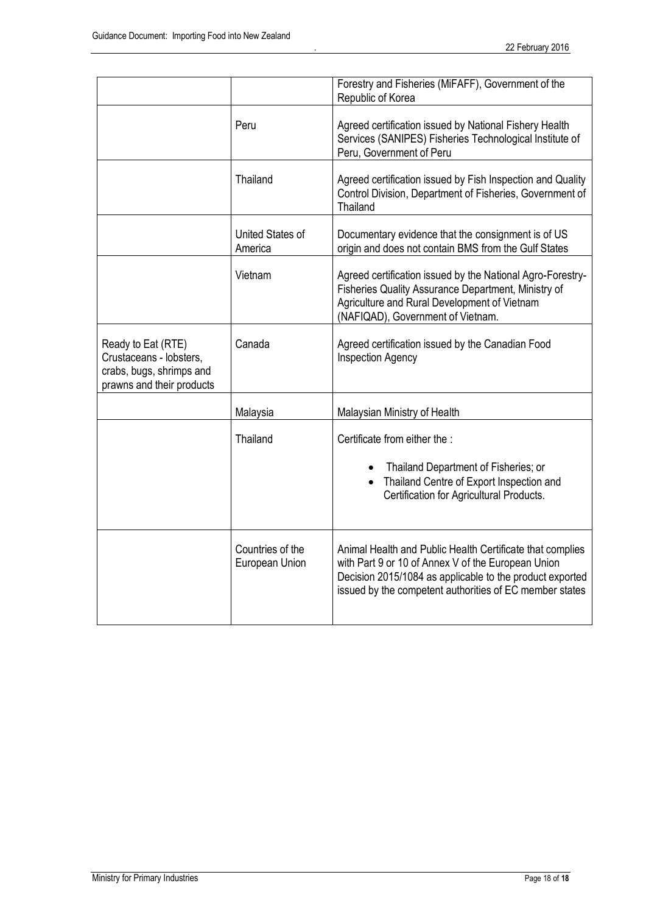| | | |
|---|---|---|
| | | Forestry and Fisheries (MiFAFF), Government of the Republic of Korea |
| | Peru | Agreed certification issued by National Fishery Health Services (SANIPES) Fisheries Technological Institute of Peru, Government of Peru |
| | Thailand | Agreed certification issued by Fish Inspection and Quality Control Division, Department of Fisheries, Government of Thailand |
| | United States of America | Documentary evidence that the consignment is of US origin and does not contain BMS from the Gulf States |
| | Vietnam | Agreed certification issued by the National Agro-Forestry-Fisheries Quality Assurance Department, Ministry of Agriculture and Rural Development of Vietnam (NAFIQAD), Government of Vietnam. |
| Ready to Eat (RTE) Crustaceans - lobsters, crabs, bugs, shrimps and prawns and their products | Canada | Agreed certification issued by the Canadian Food Inspection Agency |
| | Malaysia | Malaysian Ministry of Health |
| | Thailand | Certificate from either the :<br>• Thailand Department of Fisheries; or<br>• Thailand Centre of Export Inspection and Certification for Agricultural Products. |
| | Countries of the European Union | Animal Health and Public Health Certificate that complies with Part 9 or 10 of Annex V of the European Union Decision 2015/1084 as applicable to the product exported issued by the competent authorities of EC member states |